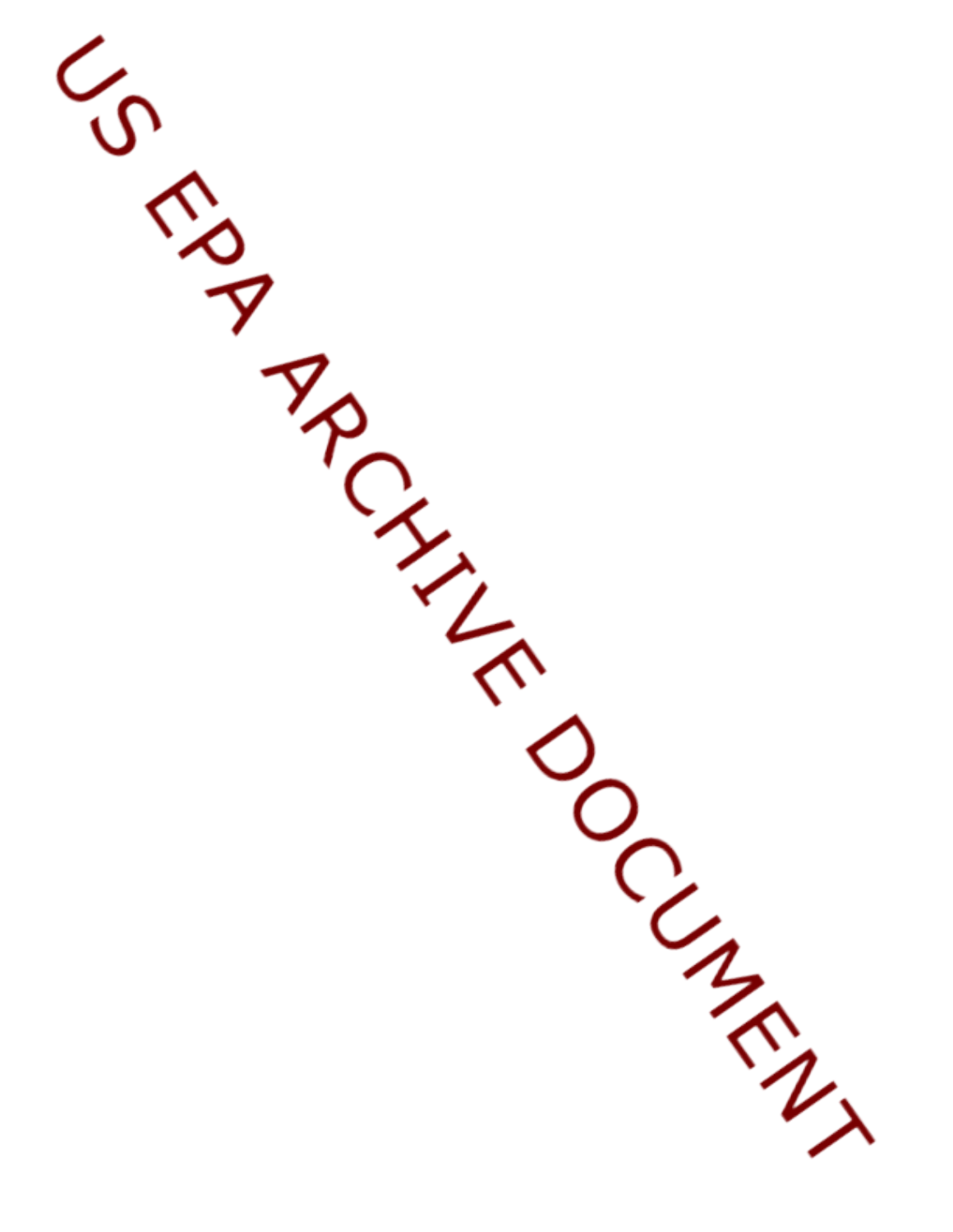US EPA ARCHIVE DOCUMENT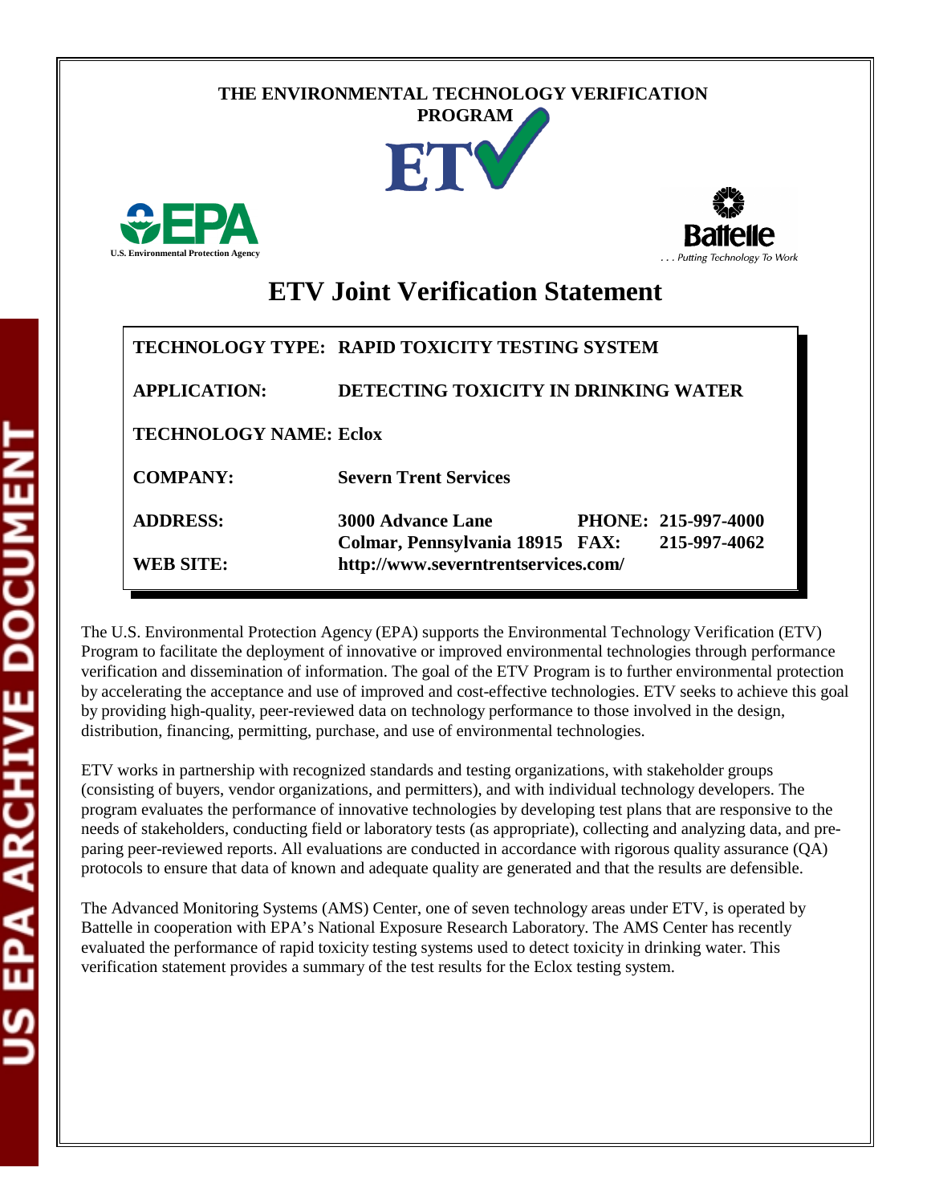THE ENVIRONMENTAL TECHNOLOGY VERIFICATION PROGRAM

ETV

U.S. Environmental Protection Agency

Battelle
. . . Putting Technology To Work

# ETV Joint Verification Statement

| | |
|---|---|
| **TECHNOLOGY TYPE:** | **RAPID TOXICITY TESTING SYSTEM** |
| **APPLICATION:** | **DETECTING TOXICITY IN DRINKING WATER** |
| **TECHNOLOGY NAME:** | **Eclox** |
| **COMPANY:** | **Severn Trent Services** |
| **ADDRESS:** | **3000 Advance Lane<br>Colmar, Pennsylvania 18915** |
| **PHONE:** | **215-997-4000** |
| **FAX:** | **215-997-4062** |
| **WEB SITE:** | **http://www.severntrentservices.com/** |

The U.S. Environmental Protection Agency (EPA) supports the Environmental Technology Verification (ETV) Program to facilitate the deployment of innovative or improved environmental technologies through performance verification and dissemination of information. The goal of the ETV Program is to further environmental protection by accelerating the acceptance and use of improved and cost-effective technologies. ETV seeks to achieve this goal by providing high-quality, peer-reviewed data on technology performance to those involved in the design, distribution, financing, permitting, purchase, and use of environmental technologies.

ETV works in partnership with recognized standards and testing organizations, with stakeholder groups (consisting of buyers, vendor organizations, and permitters), and with individual technology developers. The program evaluates the performance of innovative technologies by developing test plans that are responsive to the needs of stakeholders, conducting field or laboratory tests (as appropriate), collecting and analyzing data, and preparing peer-reviewed reports. All evaluations are conducted in accordance with rigorous quality assurance (QA) protocols to ensure that data of known and adequate quality are generated and that the results are defensible.

The Advanced Monitoring Systems (AMS) Center, one of seven technology areas under ETV, is operated by Battelle in cooperation with EPA's National Exposure Research Laboratory. The AMS Center has recently evaluated the performance of rapid toxicity testing systems used to detect toxicity in drinking water. This verification statement provides a summary of the test results for the Eclox testing system.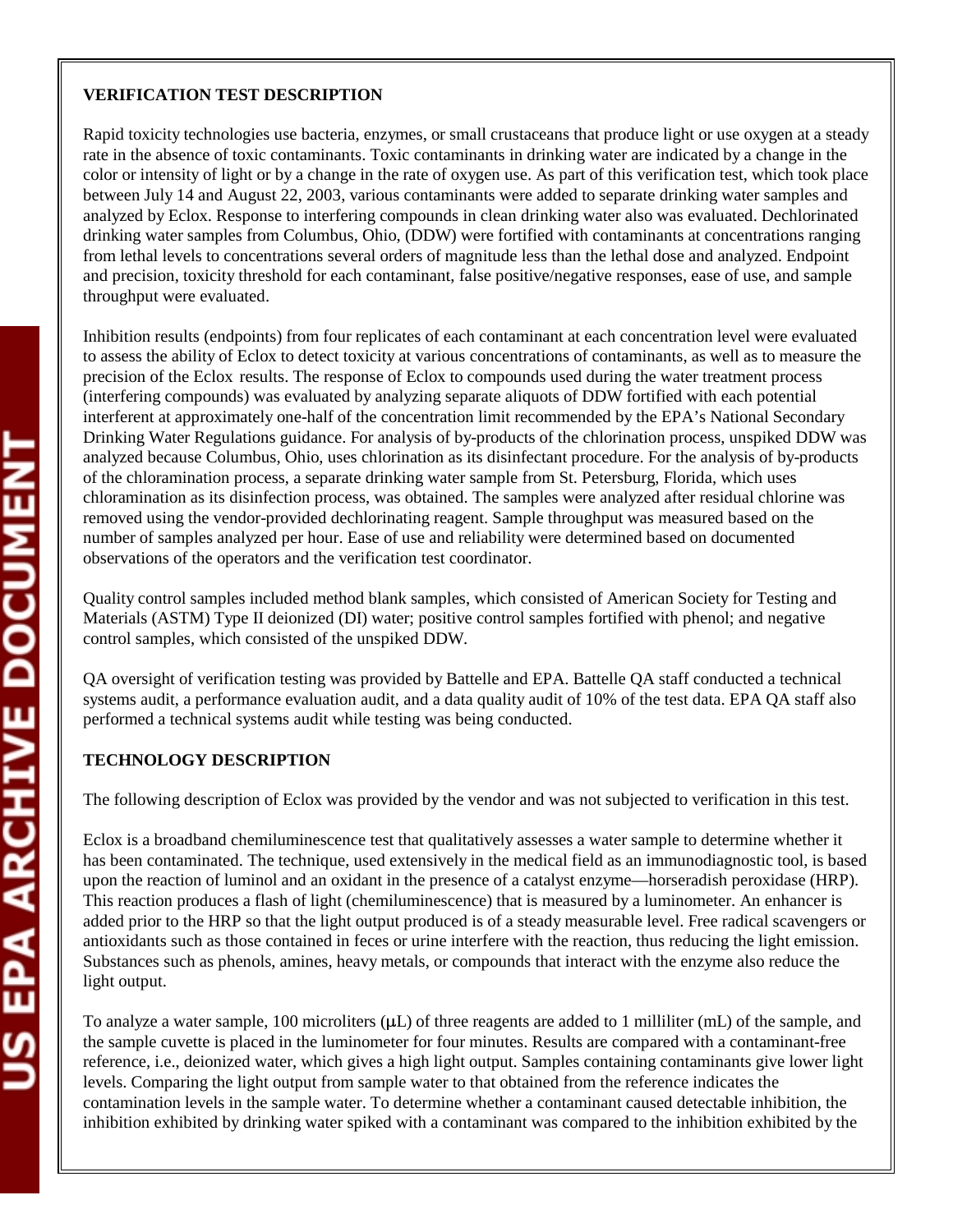**VERIFICATION TEST DESCRIPTION**

Rapid toxicity technologies use bacteria, enzymes, or small crustaceans that produce light or use oxygen at a steady rate in the absence of toxic contaminants. Toxic contaminants in drinking water are indicated by a change in the color or intensity of light or by a change in the rate of oxygen use. As part of this verification test, which took place between July 14 and August 22, 2003, various contaminants were added to separate drinking water samples and analyzed by Eclox. Response to interfering compounds in clean drinking water also was evaluated. Dechlorinated drinking water samples from Columbus, Ohio, (DDW) were fortified with contaminants at concentrations ranging from lethal levels to concentrations several orders of magnitude less than the lethal dose and analyzed. Endpoint and precision, toxicity threshold for each contaminant, false positive/negative responses, ease of use, and sample throughput were evaluated.

Inhibition results (endpoints) from four replicates of each contaminant at each concentration level were evaluated to assess the ability of Eclox to detect toxicity at various concentrations of contaminants, as well as to measure the precision of the Eclox results. The response of Eclox to compounds used during the water treatment process (interfering compounds) was evaluated by analyzing separate aliquots of DDW fortified with each potential interferent at approximately one-half of the concentration limit recommended by the EPA's National Secondary Drinking Water Regulations guidance. For analysis of by-products of the chlorination process, unspiked DDW was analyzed because Columbus, Ohio, uses chlorination as its disinfectant procedure. For the analysis of by-products of the chloramination process, a separate drinking water sample from St. Petersburg, Florida, which uses chloramination as its disinfection process, was obtained. The samples were analyzed after residual chlorine was removed using the vendor-provided dechlorinating reagent. Sample throughput was measured based on the number of samples analyzed per hour. Ease of use and reliability were determined based on documented observations of the operators and the verification test coordinator.

Quality control samples included method blank samples, which consisted of American Society for Testing and Materials (ASTM) Type II deionized (DI) water; positive control samples fortified with phenol; and negative control samples, which consisted of the unspiked DDW.

QA oversight of verification testing was provided by Battelle and EPA. Battelle QA staff conducted a technical systems audit, a performance evaluation audit, and a data quality audit of 10% of the test data. EPA QA staff also performed a technical systems audit while testing was being conducted.

**TECHNOLOGY DESCRIPTION**

The following description of Eclox was provided by the vendor and was not subjected to verification in this test.

Eclox is a broadband chemiluminescence test that qualitatively assesses a water sample to determine whether it has been contaminated. The technique, used extensively in the medical field as an immunodiagnostic tool, is based upon the reaction of luminol and an oxidant in the presence of a catalyst enzyme—horseradish peroxidase (HRP). This reaction produces a flash of light (chemiluminescence) that is measured by a luminometer. An enhancer is added prior to the HRP so that the light output produced is of a steady measurable level. Free radical scavengers or antioxidants such as those contained in feces or urine interfere with the reaction, thus reducing the light emission. Substances such as phenols, amines, heavy metals, or compounds that interact with the enzyme also reduce the light output.

To analyze a water sample, 100 microliters (μL) of three reagents are added to 1 milliliter (mL) of the sample, and the sample cuvette is placed in the luminometer for four minutes. Results are compared with a contaminant-free reference, i.e., deionized water, which gives a high light output. Samples containing contaminants give lower light levels. Comparing the light output from sample water to that obtained from the reference indicates the contamination levels in the sample water. To determine whether a contaminant caused detectable inhibition, the inhibition exhibited by drinking water spiked with a contaminant was compared to the inhibition exhibited by the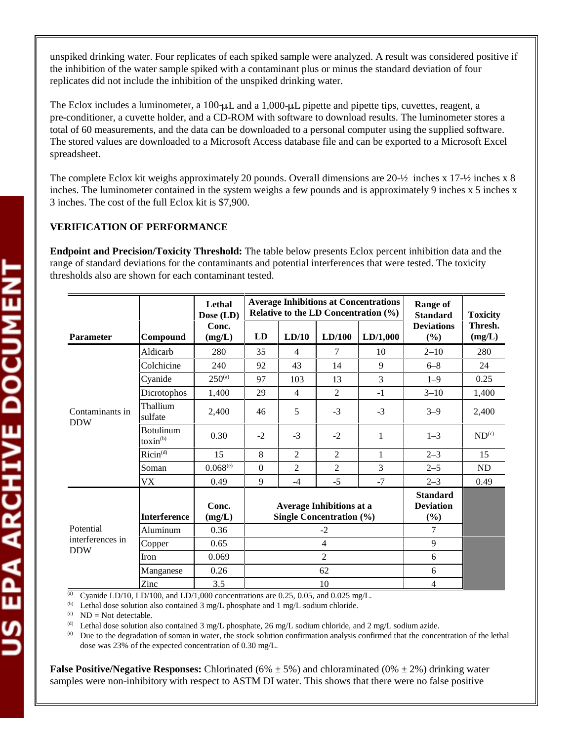unspiked drinking water. Four replicates of each spiked sample were analyzed. A result was considered positive if the inhibition of the water sample spiked with a contaminant plus or minus the standard deviation of four replicates did not include the inhibition of the unspiked drinking water.

The Eclox includes a luminometer, a 100-μL and a 1,000-μL pipette and pipette tips, cuvettes, reagent, a pre-conditioner, a cuvette holder, and a CD-ROM with software to download results. The luminometer stores a total of 60 measurements, and the data can be downloaded to a personal computer using the supplied software. The stored values are downloaded to a Microsoft Access database file and can be exported to a Microsoft Excel spreadsheet.

The complete Eclox kit weighs approximately 20 pounds. Overall dimensions are 20-½ inches x 17-½ inches x 8 inches. The luminometer contained in the system weighs a few pounds and is approximately 9 inches x 5 inches x 3 inches. The cost of the full Eclox kit is $7,900.

**VERIFICATION OF PERFORMANCE**

**Endpoint and Precision/Toxicity Threshold:** The table below presents Eclox percent inhibition data and the range of standard deviations for the contaminants and potential interferences that were tested. The toxicity thresholds also are shown for each contaminant tested.

| Parameter | Compound | Lethal Dose (LD) Conc. (mg/L) | Average Inhibitions at Concentrations Relative to the LD Concentration (%) | | | | Range of Standard Deviations (%) | Toxicity Thresh. (mg/L) |
|---|---|---|---|---|---|---|---|---|
| | | | LD | LD/10 | LD/100 | LD/1,000 | | |
| Contaminants in DDW | Aldicarb | 280 | 35 | 4 | 7 | 10 | 2–10 | 280 |
| | Colchicine | 240 | 92 | 43 | 14 | 9 | 6–8 | 24 |
| | Cyanide | 250[(a)] | 97 | 103 | 13 | 3 | 1–9 | 0.25 |
| | Dicrotophos | 1,400 | 29 | 4 | 2 | -1 | 3–10 | 1,400 |
| | Thallium sulfate | 2,400 | 46 | 5 | -3 | -3 | 3–9 | 2,400 |
| | Botulinum toxin[(b)] | 0.30 | -2 | -3 | -2 | 1 | 1–3 | ND[(c)] |
| | Ricin[(d)] | 15 | 8 | 2 | 2 | 1 | 2–3 | 15 |
| | Soman | 0.068[(e)] | 0 | 2 | 2 | 3 | 2–5 | ND |
| | VX | 0.49 | 9 | -4 | -5 | -7 | 2–3 | 0.49 |
| Potential interferences in DDW | **Interference** | **Conc. (mg/L)** | **Average Inhibitions at a Single Concentration (%)** | | | | **Standard Deviation (%)** | |
| | Aluminum | 0.36 | -2 | | | | 7 | |
| | Copper | 0.65 | 4 | | | | 9 | |
| | Iron | 0.069 | 2 | | | | 6 | |
| | Manganese | 0.26 | 62 | | | | 6 | |
| | Zinc | 3.5 | 10 | | | | 4 | |

(a) Cyanide LD/10, LD/100, and LD/1,000 concentrations are 0.25, 0.05, and 0.025 mg/L.
(b) Lethal dose solution also contained 3 mg/L phosphate and 1 mg/L sodium chloride.
(c) ND = Not detectable.
(d) Lethal dose solution also contained 3 mg/L phosphate, 26 mg/L sodium chloride, and 2 mg/L sodium azide.
(e) Due to the degradation of soman in water, the stock solution confirmation analysis confirmed that the concentration of the lethal dose was 23% of the expected concentration of 0.30 mg/L.

**False Positive/Negative Responses:** Chlorinated (6% ± 5%) and chloraminated (0% ± 2%) drinking water samples were non-inhibitory with respect to ASTM DI water. This shows that there were no false positive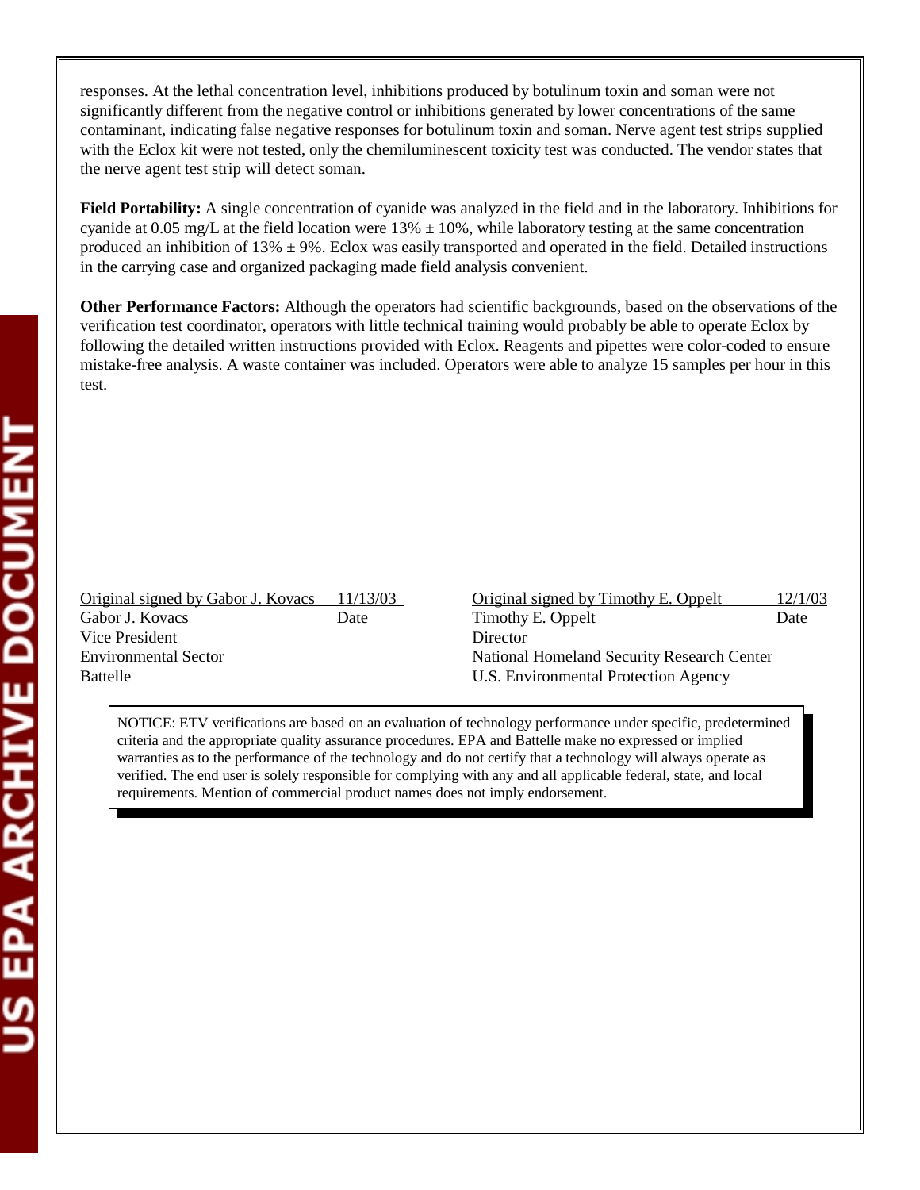responses. At the lethal concentration level, inhibitions produced by botulinum toxin and soman were not significantly different from the negative control or inhibitions generated by lower concentrations of the same contaminant, indicating false negative responses for botulinum toxin and soman. Nerve agent test strips supplied with the Eclox kit were not tested, only the chemiluminescent toxicity test was conducted. The vendor states that the nerve agent test strip will detect soman.

**Field Portability:** A single concentration of cyanide was analyzed in the field and in the laboratory. Inhibitions for cyanide at 0.05 mg/L at the field location were 13% ± 10%, while laboratory testing at the same concentration produced an inhibition of 13% ± 9%. Eclox was easily transported and operated in the field. Detailed instructions in the carrying case and organized packaging made field analysis convenient.

**Other Performance Factors:** Although the operators had scientific backgrounds, based on the observations of the verification test coordinator, operators with little technical training would probably be able to operate Eclox by following the detailed written instructions provided with Eclox. Reagents and pipettes were color-coded to ensure mistake-free analysis. A waste container was included. Operators were able to analyze 15 samples per hour in this test.

Original signed by Gabor J. Kovacs 11/13/03
Gabor J. Kovacs Date
Vice President
Environmental Sector
Battelle

Original signed by Timothy E. Oppelt 12/1/03
Timothy E. Oppelt Date
Director
National Homeland Security Research Center
U.S. Environmental Protection Agency

NOTICE: ETV verifications are based on an evaluation of technology performance under specific, predetermined criteria and the appropriate quality assurance procedures. EPA and Battelle make no expressed or implied warranties as to the performance of the technology and do not certify that a technology will always operate as verified. The end user is solely responsible for complying with any and all applicable federal, state, and local requirements. Mention of commercial product names does not imply endorsement.